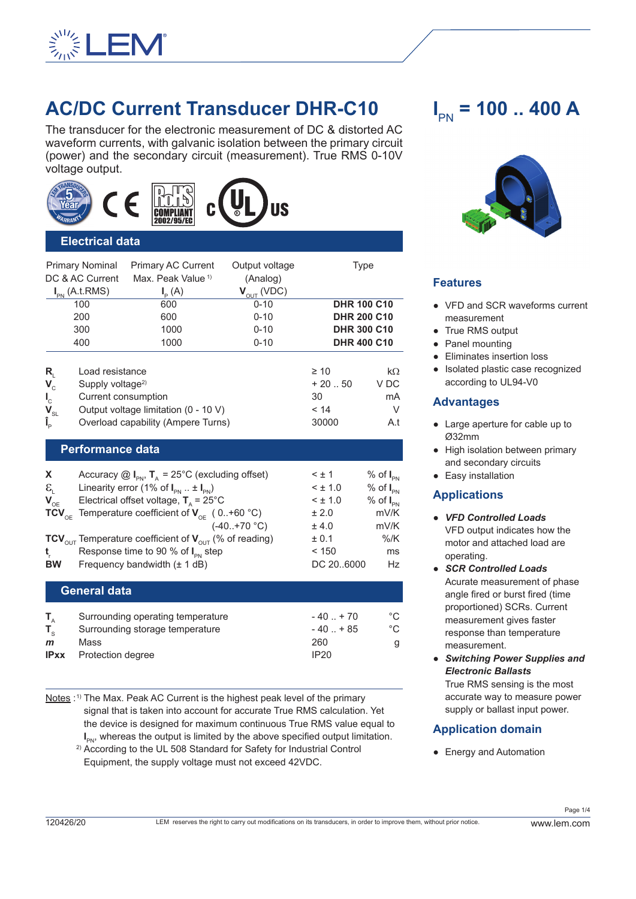# AC/DC Current Transducer DHR-C10

## $I_{PN}$ = 100 .. 400 A

The transducer for the electronic measurement of DC & distorted AC waveform currents, with galvanic isolation between the primary circuit (power) and the secondary circuit (measurement). True RMS 0-10V voltage output.

## Electrical data

| Primary Nominal DC & AC Current $I_{PN}$ (A.t.RMS) | Primary AC Current Max. Peak Value [1] $I_P$ (A) | Output voltage (Analog) $V_{OUT}$ (VDC) | Type |
|---|---|---|---|
| 100 | 600 | 0-10 | **DHR 100 C10** |
| 200 | 600 | 0-10 | **DHR 200 C10** |
| 300 | 1000 | 0-10 | **DHR 300 C10** |
| 400 | 1000 | 0-10 | **DHR 400 C10** |

| | | | |
|---|---|---|---|
| $R_L$ | Load resistance | ≥ 10 | kΩ |
| $V_C$ | Supply voltage[2] | + 20 .. 50 | V DC |
| $I_C$ | Current consumption | 30 | mA |
| $V_{SL}$ | Output voltage limitation (0 - 10 V) | < 14 | V |
| $\hat{I}_P$ | Overload capability (Ampere Turns) | 30000 | A.t |

## Performance data

| | | | |
|---|---|---|---|
| **X** | Accuracy @ $I_{PN}$, $T_A$ = 25°C (excluding offset) | < ± 1 | % of $I_{PN}$ |
| $\varepsilon_L$ | Linearity error (1% of $I_{PN}$ .. ± $I_{PN}$) | < ± 1.0 | % of $I_{PN}$ |
| $V_{OE}$ | Electrical offset voltage, $T_A$ = 25°C | < ± 1.0 | % of $I_{PN}$ |
| $TCV_{OE}$ | Temperature coefficient of $V_{OE}$ ( 0..+60 °C) | ± 2.0 | mV/K |
| | (-40..+70 °C) | ± 4.0 | mV/K |
| $TCV_{OUT}$ | Temperature coefficient of $V_{OUT}$ (% of reading) | ± 0.1 | %/K |
| $t_r$ | Response time to 90 % of $I_{PN}$ step | < 150 | ms |
| **BW** | Frequency bandwidth (± 1 dB) | DC 20..6000 | Hz |

## General data

| | | | |
|---|---|---|---|
| $T_A$ | Surrounding operating temperature | - 40 .. + 70 | °C |
| $T_S$ | Surrounding storage temperature | - 40 .. + 85 | °C |
| *m* | Mass | 260 | g |
| **IPxx** | Protection degree | IP20 | |

Notes : [1] The Max. Peak AC Current is the highest peak level of the primary signal that is taken into account for accurate True RMS calculation. Yet the device is designed for maximum continuous True RMS value equal to $I_{PN}$, whereas the output is limited by the above specified output limitation.
[2] According to the UL 508 Standard for Safety for Industrial Control Equipment, the supply voltage must not exceed 42VDC.

## Features

- VFD and SCR waveforms current measurement
- True RMS output
- Panel mounting
- Eliminates insertion loss
- Isolated plastic case recognized according to UL94-V0

## Advantages

- Large aperture for cable up to Ø32mm
- High isolation between primary and secondary circuits
- Easy installation

## Applications

- ***VFD Controlled Loads***
  VFD output indicates how the motor and attached load are operating.
- ***SCR Controlled Loads***
  Acurate measurement of phase angle fired or burst fired (time proportioned) SCRs. Current measurement gives faster response than temperature measurement.
- ***Switching Power Supplies and Electronic Ballasts***
  True RMS sensing is the most accurate way to measure power supply or ballast input power.

## Application domain

- Energy and Automation

120426/20 LEM reserves the right to carry out modifications on its transducers, in order to improve them, without prior notice. www.lem.com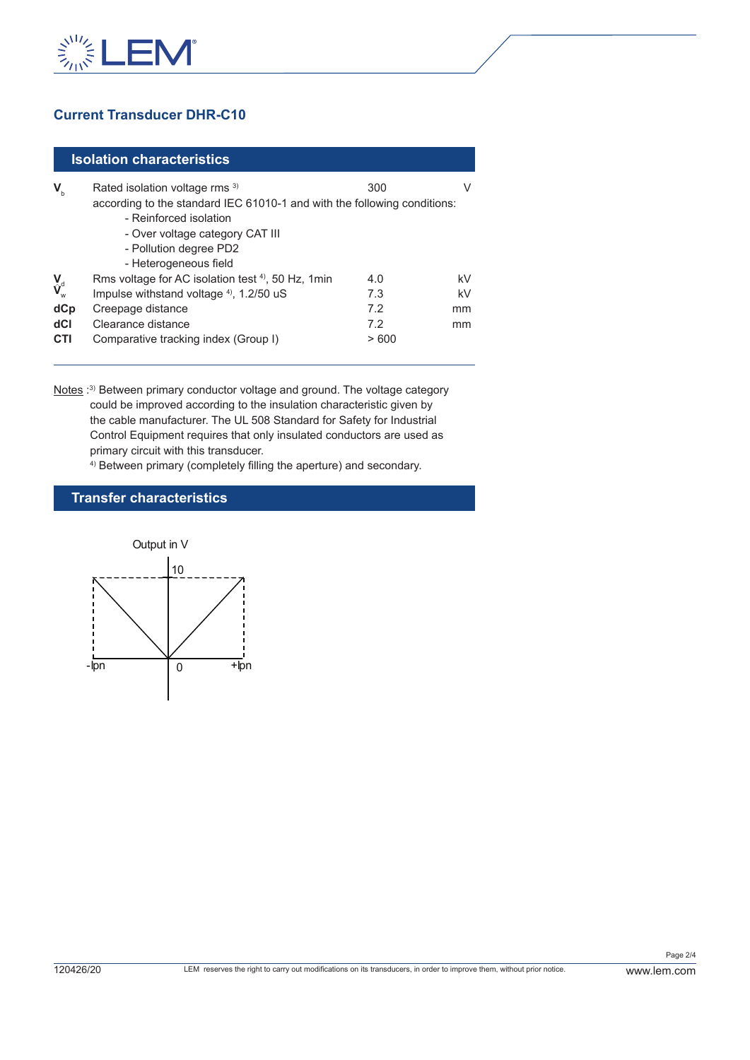## Current Transducer DHR-C10

### Isolation characteristics

| Symbol | Parameter | Value | Unit |
|---|---|---|---|
| $V_b$ | Rated isolation voltage rms [3] | 300 | V |
| | according to the standard IEC 61010-1 and with the following conditions: | | |
| | - Reinforced isolation | | |
| | - Over voltage category CAT III | | |
| | - Pollution degree PD2 | | |
| | - Heterogeneous field | | |
| $V_d$ | Rms voltage for AC isolation test [4], 50 Hz, 1min | 4.0 | kV |
| $V_w$ | Impulse withstand voltage [4], 1.2/50 uS | 7.3 | kV |
| **dCp** | Creepage distance | 7.2 | mm |
| **dCl** | Clearance distance | 7.2 | mm |
| **CTI** | Comparative tracking index (Group I) | > 600 | |

Notes : [3] Between primary conductor voltage and ground. The voltage category could be improved according to the insulation characteristic given by the cable manufacturer. The UL 508 Standard for Safety for Industrial Control Equipment requires that only insulated conductors are used as primary circuit with this transducer.

[4] Between primary (completely filling the aperture) and secondary.

### Transfer characteristics

Output in V

10

-Ipn 0 +Ipn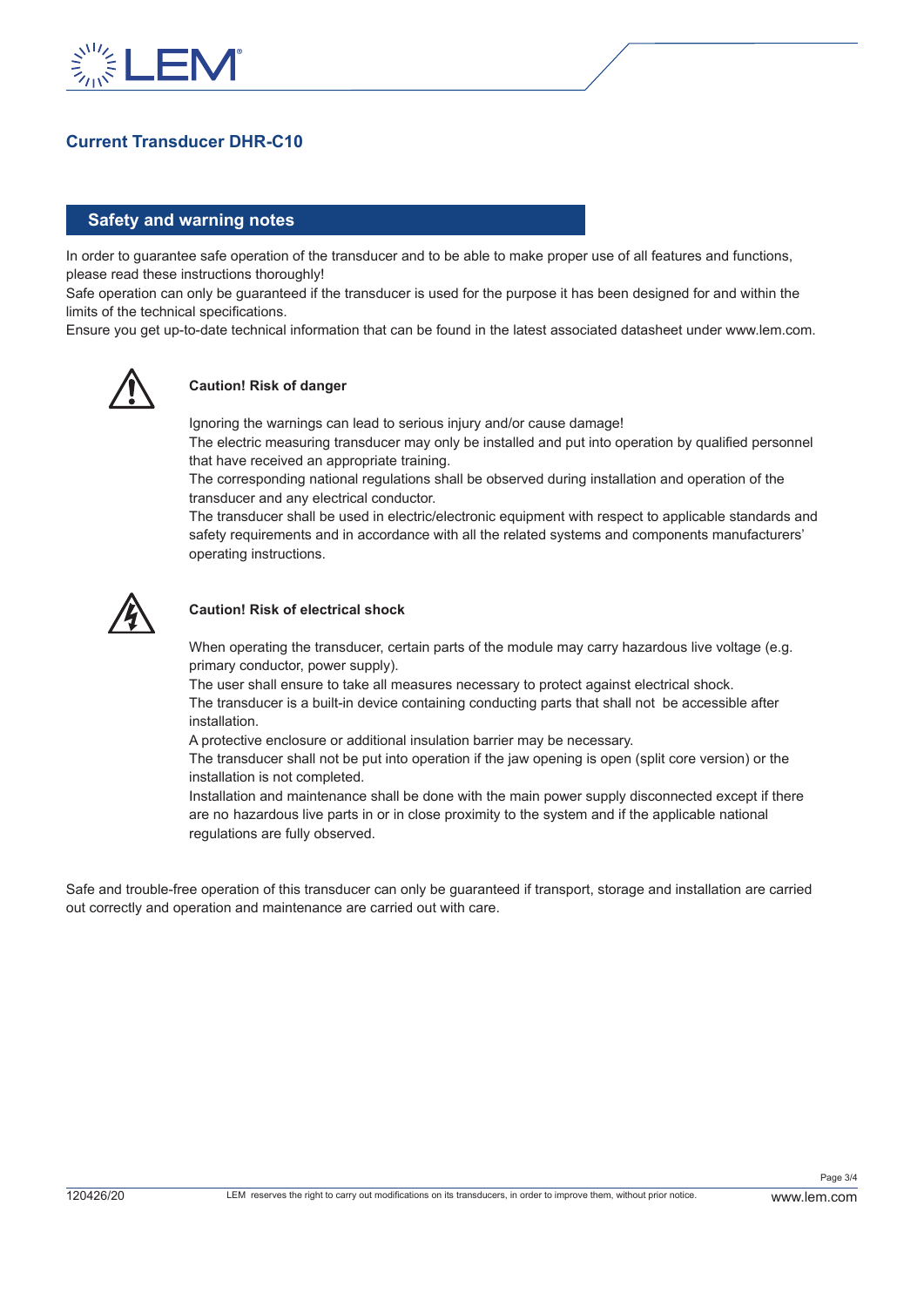# Current Transducer DHR-C10

## Safety and warning notes

In order to guarantee safe operation of the transducer and to be able to make proper use of all features and functions, please read these instructions thoroughly!
Safe operation can only be guaranteed if the transducer is used for the purpose it has been designed for and within the limits of the technical specifications.
Ensure you get up-to-date technical information that can be found in the latest associated datasheet under www.lem.com.

**Caution! Risk of danger**

Ignoring the warnings can lead to serious injury and/or cause damage!
The electric measuring transducer may only be installed and put into operation by qualified personnel that have received an appropriate training.
The corresponding national regulations shall be observed during installation and operation of the transducer and any electrical conductor.
The transducer shall be used in electric/electronic equipment with respect to applicable standards and safety requirements and in accordance with all the related systems and components manufacturers' operating instructions.

**Caution! Risk of electrical shock**

When operating the transducer, certain parts of the module may carry hazardous live voltage (e.g. primary conductor, power supply).
The user shall ensure to take all measures necessary to protect against electrical shock.
The transducer is a built-in device containing conducting parts that shall not be accessible after installation.
A protective enclosure or additional insulation barrier may be necessary.
The transducer shall not be put into operation if the jaw opening is open (split core version) or the installation is not completed.
Installation and maintenance shall be done with the main power supply disconnected except if there are no hazardous live parts in or in close proximity to the system and if the applicable national regulations are fully observed.

Safe and trouble-free operation of this transducer can only be guaranteed if transport, storage and installation are carried out correctly and operation and maintenance are carried out with care.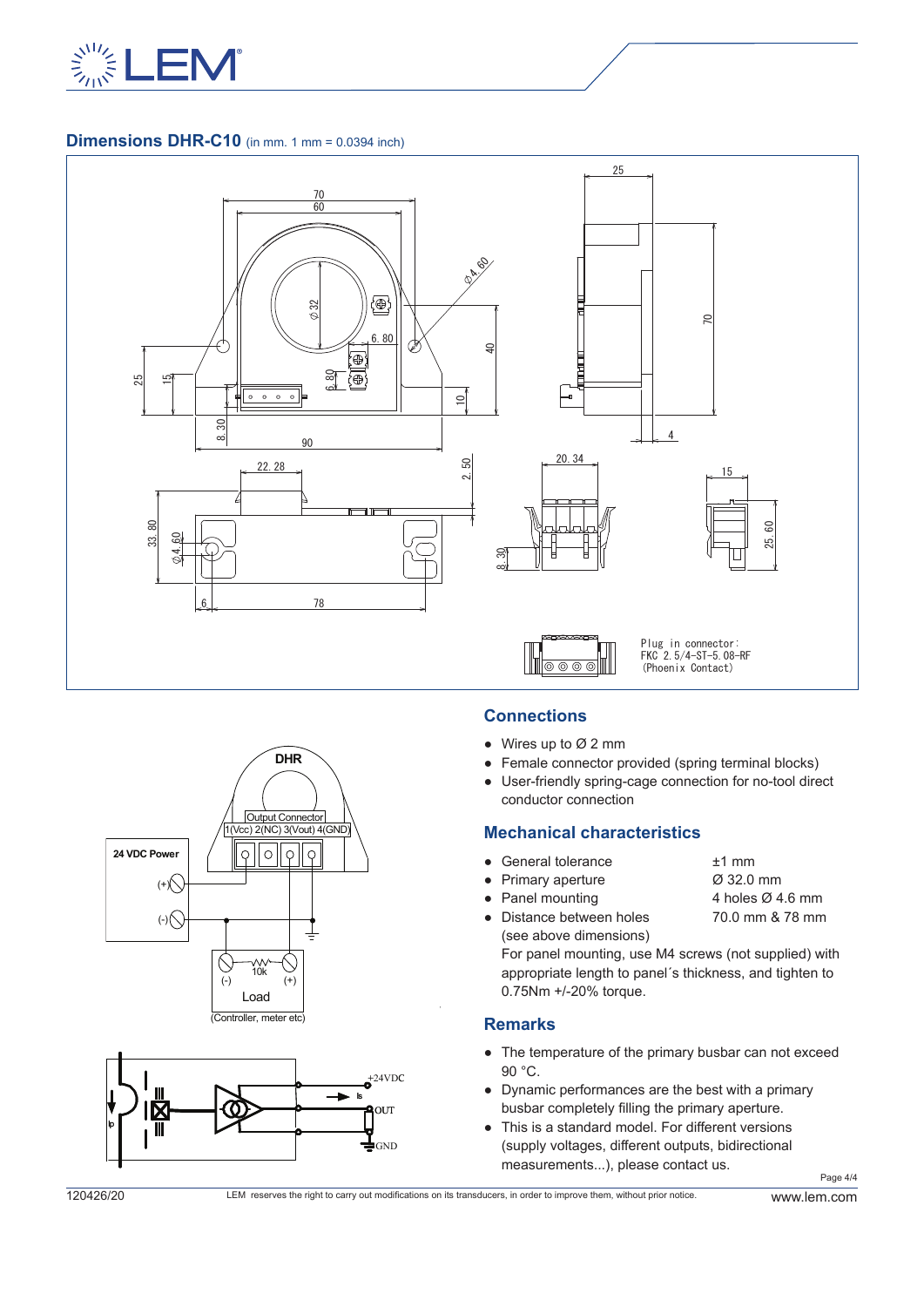## Dimensions DHR-C10 (in mm. 1 mm = 0.0394 inch)

Plug in connector:
FKC 2.5/4-ST-5.08-RF
(Phoenix Contact)

DHR

Output Connector
1(Vcc) 2(NC) 3(Vout) 4(GND)

24 VDC Power

(+)

(-)

10k

(-) (+)

Load

(Controller, meter etc)

+24VDC

Is

OUT

GND

Ip

## Connections

- Wires up to Ø 2 mm
- Female connector provided (spring terminal blocks)
- User-friendly spring-cage connection for no-tool direct conductor connection

## Mechanical characteristics

- General tolerance ±1 mm
- Primary aperture Ø 32.0 mm
- Panel mounting 4 holes Ø 4.6 mm
- Distance between holes 70.0 mm & 78 mm (see above dimensions)

  For panel mounting, use M4 screws (not supplied) with appropriate length to panel´s thickness, and tighten to 0.75Nm +/-20% torque.

## Remarks

- The temperature of the primary busbar can not exceed 90 °C.
- Dynamic performances are the best with a primary busbar completely filling the primary aperture.
- This is a standard model. For different versions (supply voltages, different outputs, bidirectional measurements...), please contact us.

120426/20 LEM reserves the right to carry out modifications on its transducers, in order to improve them, without prior notice. www.lem.com